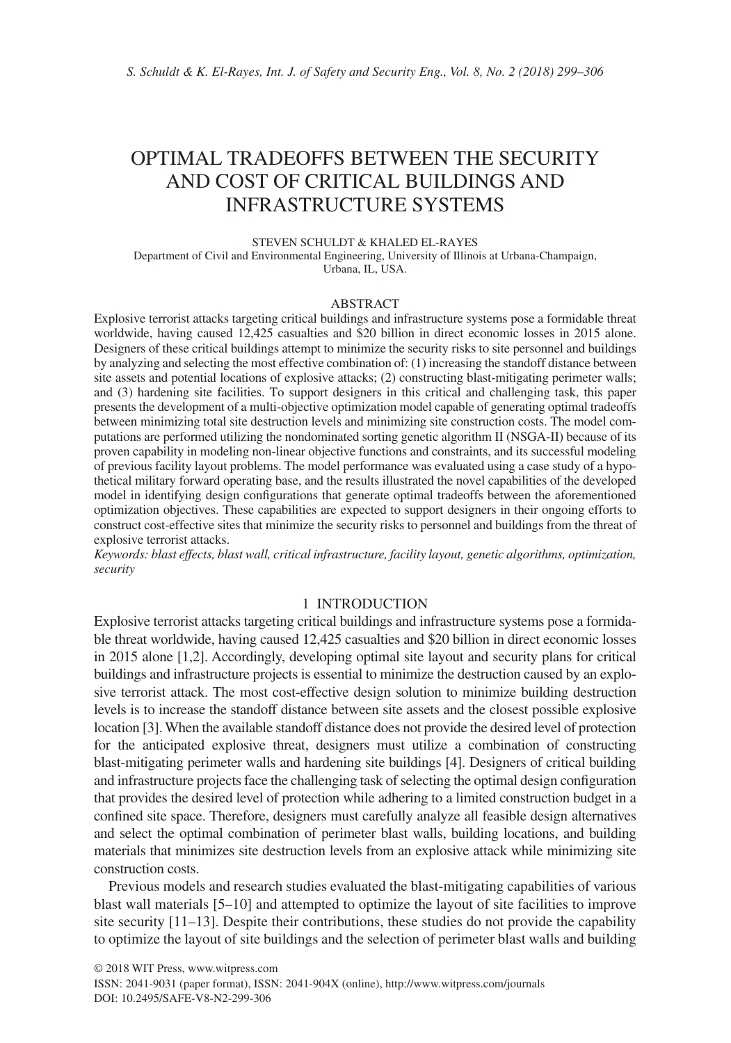# OPTIMAL TRADEOFFS BETWEEN THE SECURITY AND COST OF CRITICAL BUILDINGS AND INFRASTRUCTURE SYSTEMS

STEVEN SCHULDT & KHALED EL-RAYES

Department of Civil and Environmental Engineering, University of Illinois at Urbana-Champaign, Urbana, IL, USA.

## ABSTRACT

Explosive terrorist attacks targeting critical buildings and infrastructure systems pose a formidable threat worldwide, having caused 12,425 casualties and $20 billion in direct economic losses in 2015 alone. Designers of these critical buildings attempt to minimize the security risks to site personnel and buildings by analyzing and selecting the most effective combination of: (1) increasing the standoff distance between site assets and potential locations of explosive attacks; (2) constructing blast-mitigating perimeter walls; and (3) hardening site facilities. To support designers in this critical and challenging task, this paper presents the development of a multi-objective optimization model capable of generating optimal tradeoffs between minimizing total site destruction levels and minimizing site construction costs. The model computations are performed utilizing the nondominated sorting genetic algorithm II (NSGA-II) because of its proven capability in modeling non-linear objective functions and constraints, and its successful modeling of previous facility layout problems. The model performance was evaluated using a case study of a hypothetical military forward operating base, and the results illustrated the novel capabilities of the developed model in identifying design configurations that generate optimal tradeoffs between the aforementioned optimization objectives. These capabilities are expected to support designers in their ongoing efforts to construct cost-effective sites that minimize the security risks to personnel and buildings from the threat of explosive terrorist attacks.

*Keywords: blast effects, blast wall, critical infrastructure, facility layout, genetic algorithms, optimization, security*

## 1 INTRODUCTION

Explosive terrorist attacks targeting critical buildings and infrastructure systems pose a formidable threat worldwide, having caused 12,425 casualties and $20 billion in direct economic losses in 2015 alone [1,2]. Accordingly, developing optimal site layout and security plans for critical buildings and infrastructure projects is essential to minimize the destruction caused by an explosive terrorist attack. The most cost-effective design solution to minimize building destruction levels is to increase the standoff distance between site assets and the closest possible explosive location [3]. When the available standoff distance does not provide the desired level of protection for the anticipated explosive threat, designers must utilize a combination of constructing blast-mitigating perimeter walls and hardening site buildings [4]. Designers of critical building and infrastructure projects face the challenging task of selecting the optimal design configuration that provides the desired level of protection while adhering to a limited construction budget in a confined site space. Therefore, designers must carefully analyze all feasible design alternatives and select the optimal combination of perimeter blast walls, building locations, and building materials that minimizes site destruction levels from an explosive attack while minimizing site construction costs.

Previous models and research studies evaluated the blast-mitigating capabilities of various blast wall materials [5–10] and attempted to optimize the layout of site facilities to improve site security [11–13]. Despite their contributions, these studies do not provide the capability to optimize the layout of site buildings and the selection of perimeter blast walls and building

© 2018 WIT Press, www.witpress.com

ISSN: 2041-9031 (paper format), ISSN: 2041-904X (online), http://www.witpress.com/journals

DOI: 10.2495/SAFE-V8-N2-299-306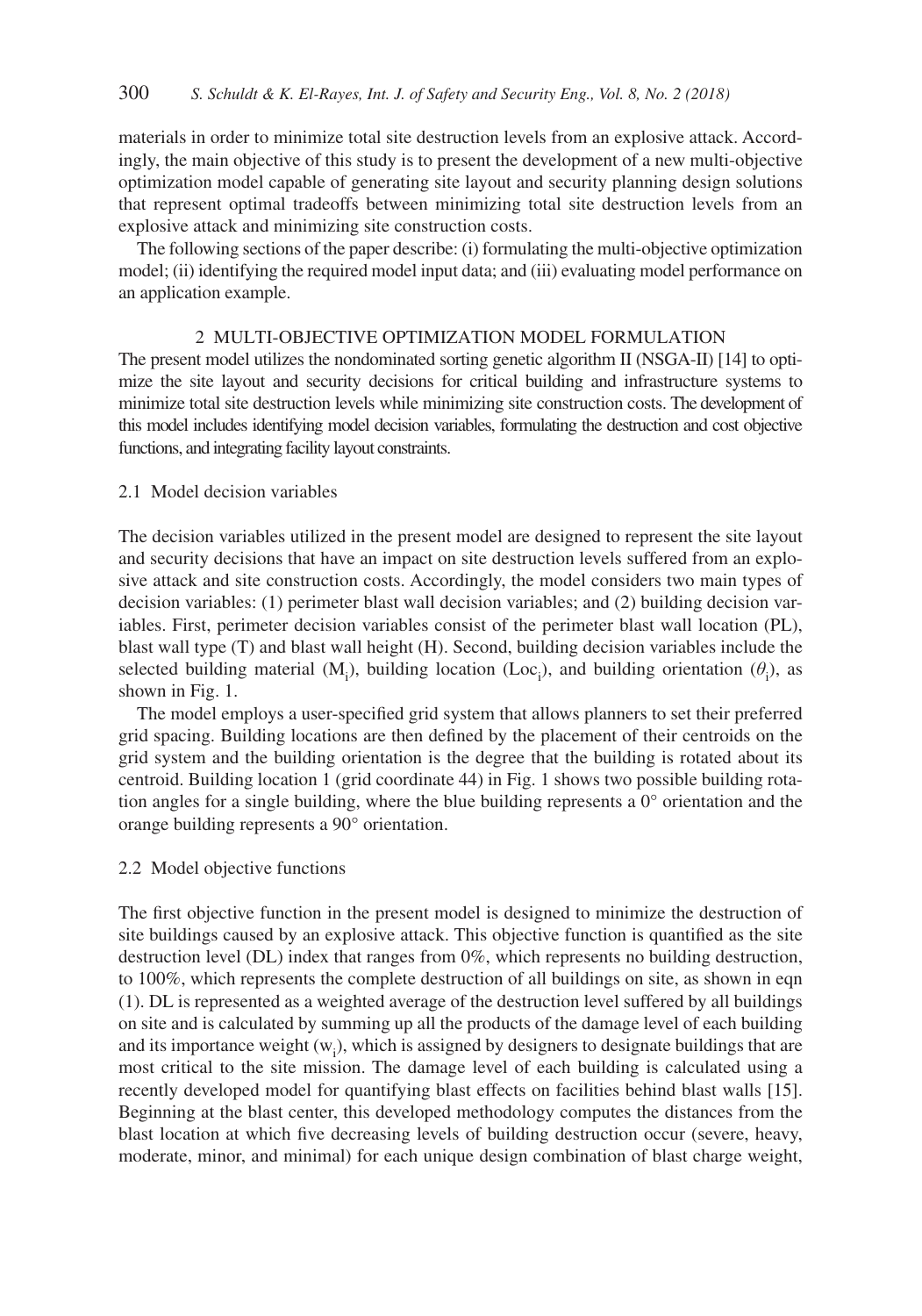materials in order to minimize total site destruction levels from an explosive attack. Accordingly, the main objective of this study is to present the development of a new multi-objective optimization model capable of generating site layout and security planning design solutions that represent optimal tradeoffs between minimizing total site destruction levels from an explosive attack and minimizing site construction costs.

The following sections of the paper describe: (i) formulating the multi-objective optimization model; (ii) identifying the required model input data; and (iii) evaluating model performance on an application example.

## 2 MULTI-OBJECTIVE OPTIMIZATION MODEL FORMULATION

The present model utilizes the nondominated sorting genetic algorithm II (NSGA-II) [14] to optimize the site layout and security decisions for critical building and infrastructure systems to minimize total site destruction levels while minimizing site construction costs. The development of this model includes identifying model decision variables, formulating the destruction and cost objective functions, and integrating facility layout constraints.

### 2.1 Model decision variables

The decision variables utilized in the present model are designed to represent the site layout and security decisions that have an impact on site destruction levels suffered from an explosive attack and site construction costs. Accordingly, the model considers two main types of decision variables: (1) perimeter blast wall decision variables; and (2) building decision variables. First, perimeter decision variables consist of the perimeter blast wall location (PL), blast wall type (T) and blast wall height (H). Second, building decision variables include the selected building material ($M_i$), building location ($Loc_i$), and building orientation ($\theta_i$), as shown in Fig. 1.

The model employs a user-specified grid system that allows planners to set their preferred grid spacing. Building locations are then defined by the placement of their centroids on the grid system and the building orientation is the degree that the building is rotated about its centroid. Building location 1 (grid coordinate 44) in Fig. 1 shows two possible building rotation angles for a single building, where the blue building represents a 0° orientation and the orange building represents a 90° orientation.

### 2.2 Model objective functions

The first objective function in the present model is designed to minimize the destruction of site buildings caused by an explosive attack. This objective function is quantified as the site destruction level (DL) index that ranges from 0%, which represents no building destruction, to 100%, which represents the complete destruction of all buildings on site, as shown in eqn (1). DL is represented as a weighted average of the destruction level suffered by all buildings on site and is calculated by summing up all the products of the damage level of each building and its importance weight ($w_i$), which is assigned by designers to designate buildings that are most critical to the site mission. The damage level of each building is calculated using a recently developed model for quantifying blast effects on facilities behind blast walls [15]. Beginning at the blast center, this developed methodology computes the distances from the blast location at which five decreasing levels of building destruction occur (severe, heavy, moderate, minor, and minimal) for each unique design combination of blast charge weight,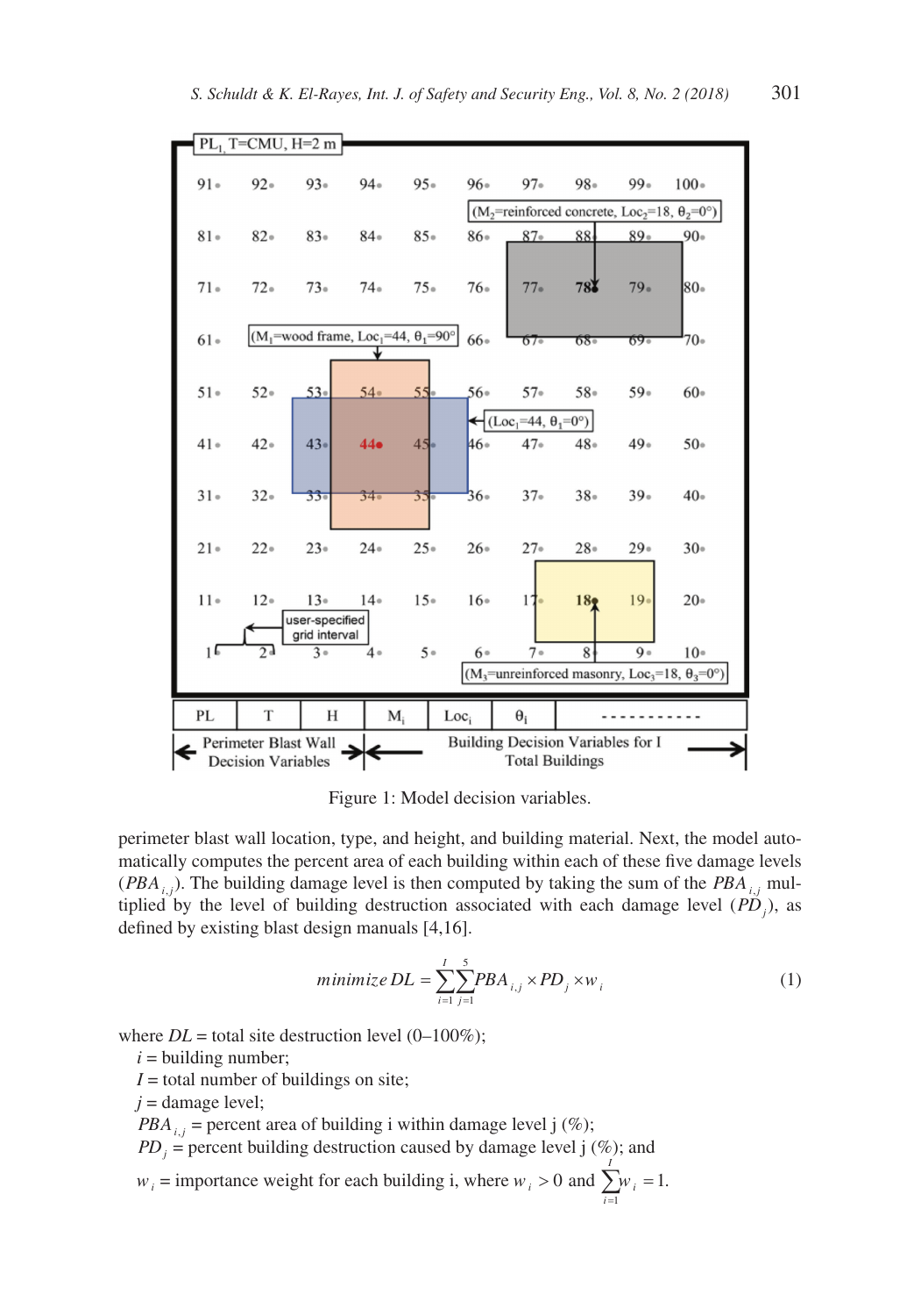Figure 1: Model decision variables.

perimeter blast wall location, type, and height, and building material. Next, the model automatically computes the percent area of each building within each of these five damage levels ($PBA_{i,j}$). The building damage level is then computed by taking the sum of the $PBA_{i,j}$ multiplied by the level of building destruction associated with each damage level ($PD_j$), as defined by existing blast design manuals [4,16].

$$minimize\ DL = \sum_{i=1}^{I}\sum_{j=1}^{5} PBA_{i,j} \times PD_j \times w_i \tag{1}$$

where $DL$ = total site destruction level (0–100%);

$i$ = building number;

$I$ = total number of buildings on site;

$j$ = damage level;

$PBA_{i,j}$ = percent area of building i within damage level j (%);

$PD_j$ = percent building destruction caused by damage level j (%); and

$w_i$ = importance weight for each building i, where $w_i > 0$ and $\sum_{i=1}^{I} w_i = 1$.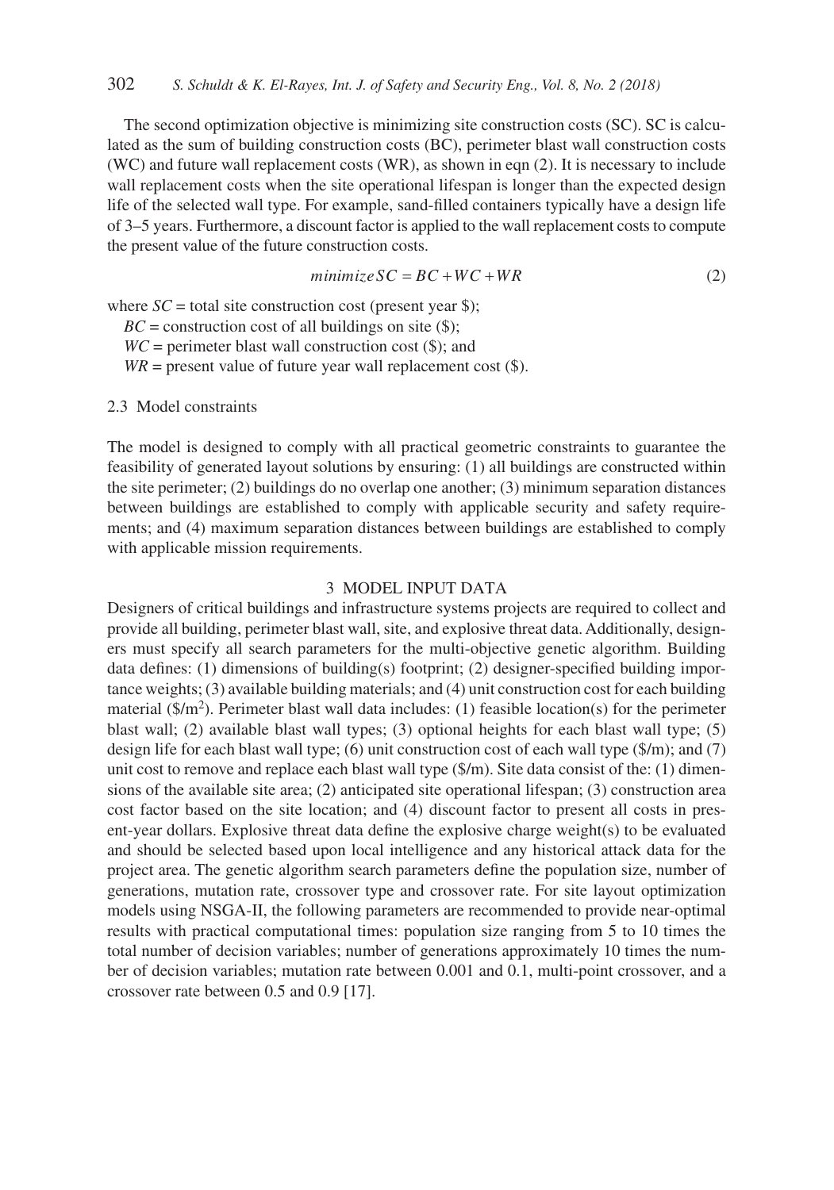The second optimization objective is minimizing site construction costs (SC). SC is calculated as the sum of building construction costs (BC), perimeter blast wall construction costs (WC) and future wall replacement costs (WR), as shown in eqn (2). It is necessary to include wall replacement costs when the site operational lifespan is longer than the expected design life of the selected wall type. For example, sand-filled containers typically have a design life of 3–5 years. Furthermore, a discount factor is applied to the wall replacement costs to compute the present value of the future construction costs.

$$minimize\, SC = BC + WC + WR \tag{2}$$

where $SC$ = total site construction cost (present year \$);
$BC$ = construction cost of all buildings on site (\$);
$WC$ = perimeter blast wall construction cost (\$); and
$WR$ = present value of future year wall replacement cost (\$).

### 2.3 Model constraints

The model is designed to comply with all practical geometric constraints to guarantee the feasibility of generated layout solutions by ensuring: (1) all buildings are constructed within the site perimeter; (2) buildings do no overlap one another; (3) minimum separation distances between buildings are established to comply with applicable security and safety requirements; and (4) maximum separation distances between buildings are established to comply with applicable mission requirements.

## 3 MODEL INPUT DATA

Designers of critical buildings and infrastructure systems projects are required to collect and provide all building, perimeter blast wall, site, and explosive threat data. Additionally, designers must specify all search parameters for the multi-objective genetic algorithm. Building data defines: (1) dimensions of building(s) footprint; (2) designer-specified building importance weights; (3) available building materials; and (4) unit construction cost for each building material ($\$/m^2$). Perimeter blast wall data includes: (1) feasible location(s) for the perimeter blast wall; (2) available blast wall types; (3) optional heights for each blast wall type; (5) design life for each blast wall type; (6) unit construction cost of each wall type (\$/m); and (7) unit cost to remove and replace each blast wall type (\$/m). Site data consist of the: (1) dimensions of the available site area; (2) anticipated site operational lifespan; (3) construction area cost factor based on the site location; and (4) discount factor to present all costs in present-year dollars. Explosive threat data define the explosive charge weight(s) to be evaluated and should be selected based upon local intelligence and any historical attack data for the project area. The genetic algorithm search parameters define the population size, number of generations, mutation rate, crossover type and crossover rate. For site layout optimization models using NSGA-II, the following parameters are recommended to provide near-optimal results with practical computational times: population size ranging from 5 to 10 times the total number of decision variables; number of generations approximately 10 times the number of decision variables; mutation rate between 0.001 and 0.1, multi-point crossover, and a crossover rate between 0.5 and 0.9 [17].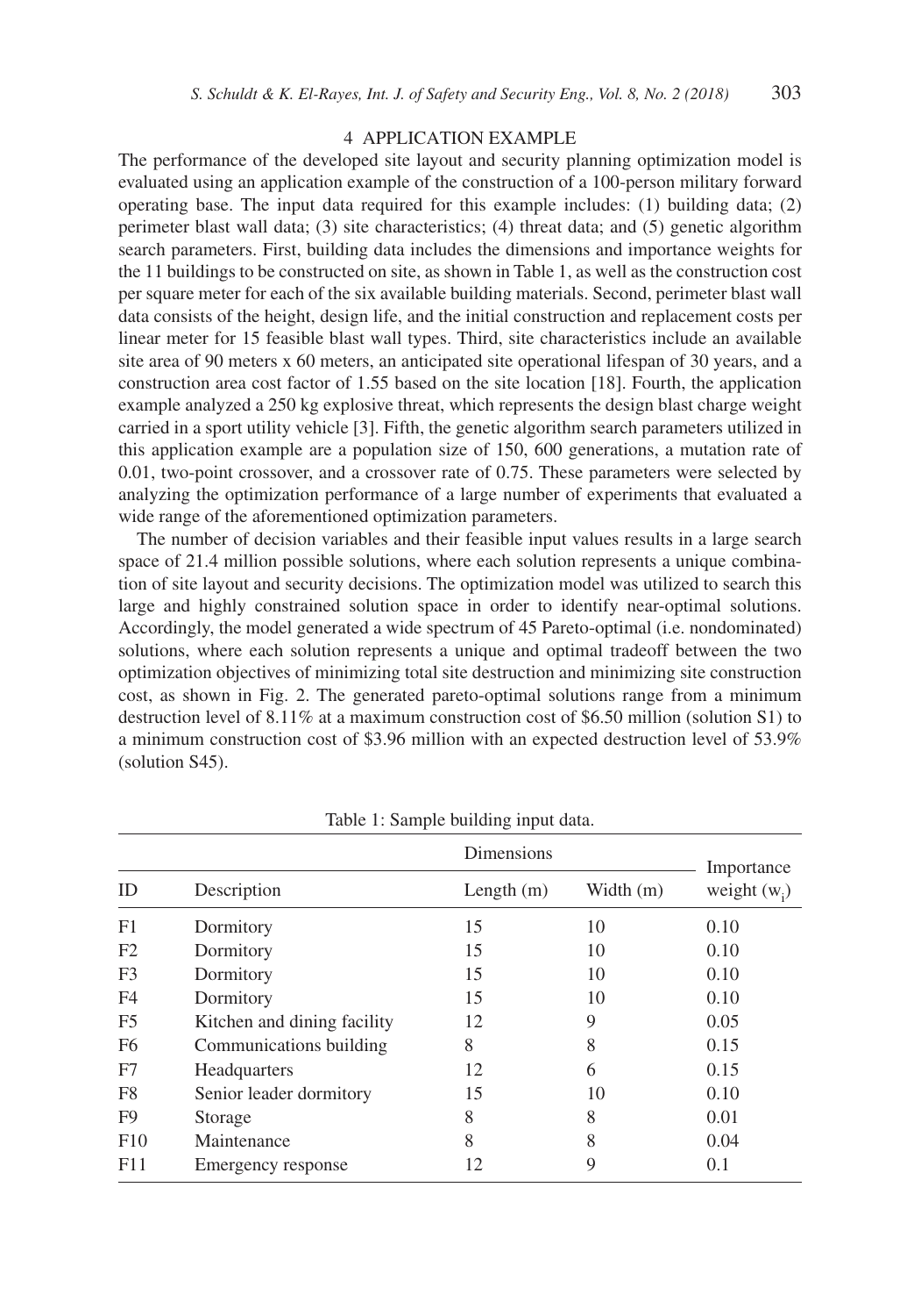## 4 APPLICATION EXAMPLE

The performance of the developed site layout and security planning optimization model is evaluated using an application example of the construction of a 100-person military forward operating base. The input data required for this example includes: (1) building data; (2) perimeter blast wall data; (3) site characteristics; (4) threat data; and (5) genetic algorithm search parameters. First, building data includes the dimensions and importance weights for the 11 buildings to be constructed on site, as shown in Table 1, as well as the construction cost per square meter for each of the six available building materials. Second, perimeter blast wall data consists of the height, design life, and the initial construction and replacement costs per linear meter for 15 feasible blast wall types. Third, site characteristics include an available site area of 90 meters x 60 meters, an anticipated site operational lifespan of 30 years, and a construction area cost factor of 1.55 based on the site location [18]. Fourth, the application example analyzed a 250 kg explosive threat, which represents the design blast charge weight carried in a sport utility vehicle [3]. Fifth, the genetic algorithm search parameters utilized in this application example are a population size of 150, 600 generations, a mutation rate of 0.01, two-point crossover, and a crossover rate of 0.75. These parameters were selected by analyzing the optimization performance of a large number of experiments that evaluated a wide range of the aforementioned optimization parameters.

The number of decision variables and their feasible input values results in a large search space of 21.4 million possible solutions, where each solution represents a unique combination of site layout and security decisions. The optimization model was utilized to search this large and highly constrained solution space in order to identify near-optimal solutions. Accordingly, the model generated a wide spectrum of 45 Pareto-optimal (i.e. nondominated) solutions, where each solution represents a unique and optimal tradeoff between the two optimization objectives of minimizing total site destruction and minimizing site construction cost, as shown in Fig. 2. The generated pareto-optimal solutions range from a minimum destruction level of 8.11% at a maximum construction cost of \$6.50 million (solution S1) to a minimum construction cost of \$3.96 million with an expected destruction level of 53.9% (solution S45).

Table 1: Sample building input data.

| ID | Description | Dimensions | | Importance weight ($w_i$) |
|---|---|---|---|---|
| | | Length (m) | Width (m) | |
| F1 | Dormitory | 15 | 10 | 0.10 |
| F2 | Dormitory | 15 | 10 | 0.10 |
| F3 | Dormitory | 15 | 10 | 0.10 |
| F4 | Dormitory | 15 | 10 | 0.10 |
| F5 | Kitchen and dining facility | 12 | 9 | 0.05 |
| F6 | Communications building | 8 | 8 | 0.15 |
| F7 | Headquarters | 12 | 6 | 0.15 |
| F8 | Senior leader dormitory | 15 | 10 | 0.10 |
| F9 | Storage | 8 | 8 | 0.01 |
| F10 | Maintenance | 8 | 8 | 0.04 |
| F11 | Emergency response | 12 | 9 | 0.1 |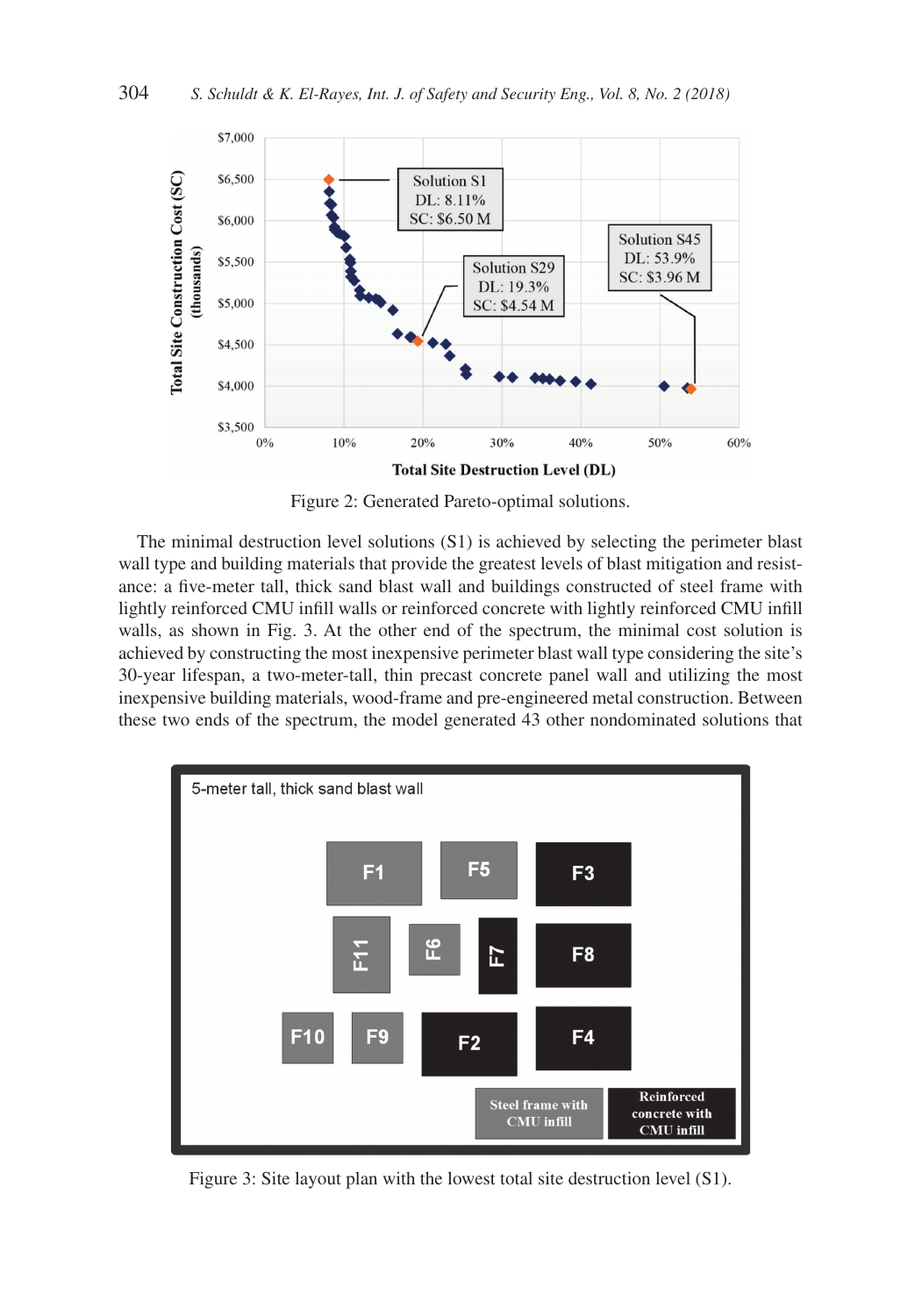Figure 2: Generated Pareto-optimal solutions.

The minimal destruction level solutions (S1) is achieved by selecting the perimeter blast wall type and building materials that provide the greatest levels of blast mitigation and resistance: a five-meter tall, thick sand blast wall and buildings constructed of steel frame with lightly reinforced CMU infill walls or reinforced concrete with lightly reinforced CMU infill walls, as shown in Fig. 3. At the other end of the spectrum, the minimal cost solution is achieved by constructing the most inexpensive perimeter blast wall type considering the site's 30-year lifespan, a two-meter-tall, thin precast concrete panel wall and utilizing the most inexpensive building materials, wood-frame and pre-engineered metal construction. Between these two ends of the spectrum, the model generated 43 other nondominated solutions that

Figure 3: Site layout plan with the lowest total site destruction level (S1).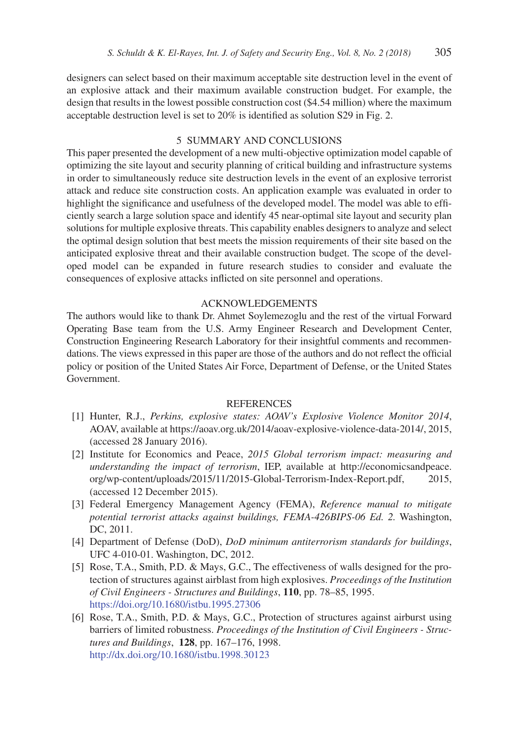designers can select based on their maximum acceptable site destruction level in the event of an explosive attack and their maximum available construction budget. For example, the design that results in the lowest possible construction cost ($4.54 million) where the maximum acceptable destruction level is set to 20% is identified as solution S29 in Fig. 2.

## 5 SUMMARY AND CONCLUSIONS

This paper presented the development of a new multi-objective optimization model capable of optimizing the site layout and security planning of critical building and infrastructure systems in order to simultaneously reduce site destruction levels in the event of an explosive terrorist attack and reduce site construction costs. An application example was evaluated in order to highlight the significance and usefulness of the developed model. The model was able to efficiently search a large solution space and identify 45 near-optimal site layout and security plan solutions for multiple explosive threats. This capability enables designers to analyze and select the optimal design solution that best meets the mission requirements of their site based on the anticipated explosive threat and their available construction budget. The scope of the developed model can be expanded in future research studies to consider and evaluate the consequences of explosive attacks inflicted on site personnel and operations.

## ACKNOWLEDGEMENTS

The authors would like to thank Dr. Ahmet Soylemezoglu and the rest of the virtual Forward Operating Base team from the U.S. Army Engineer Research and Development Center, Construction Engineering Research Laboratory for their insightful comments and recommendations. The views expressed in this paper are those of the authors and do not reflect the official policy or position of the United States Air Force, Department of Defense, or the United States Government.

## REFERENCES

[1] Hunter, R.J., *Perkins, explosive states: AOAV's Explosive Violence Monitor 2014*, AOAV, available at https://aoav.org.uk/2014/aoav-explosive-violence-data-2014/, 2015, (accessed 28 January 2016).

[2] Institute for Economics and Peace, *2015 Global terrorism impact: measuring and understanding the impact of terrorism*, IEP, available at http://economicsandpeace.org/wp-content/uploads/2015/11/2015-Global-Terrorism-Index-Report.pdf, 2015, (accessed 12 December 2015).

[3] Federal Emergency Management Agency (FEMA), *Reference manual to mitigate potential terrorist attacks against buildings, FEMA-426BIPS-06 Ed. 2.* Washington, DC, 2011.

[4] Department of Defense (DoD), *DoD minimum antiterrorism standards for buildings*, UFC 4-010-01. Washington, DC, 2012.

[5] Rose, T.A., Smith, P.D. & Mays, G.C., The effectiveness of walls designed for the protection of structures against airblast from high explosives. *Proceedings of the Institution of Civil Engineers - Structures and Buildings*, **110**, pp. 78–85, 1995. https://doi.org/10.1680/istbu.1995.27306

[6] Rose, T.A., Smith, P.D. & Mays, G.C., Protection of structures against airburst using barriers of limited robustness. *Proceedings of the Institution of Civil Engineers - Structures and Buildings*, **128**, pp. 167–176, 1998. http://dx.doi.org/10.1680/istbu.1998.30123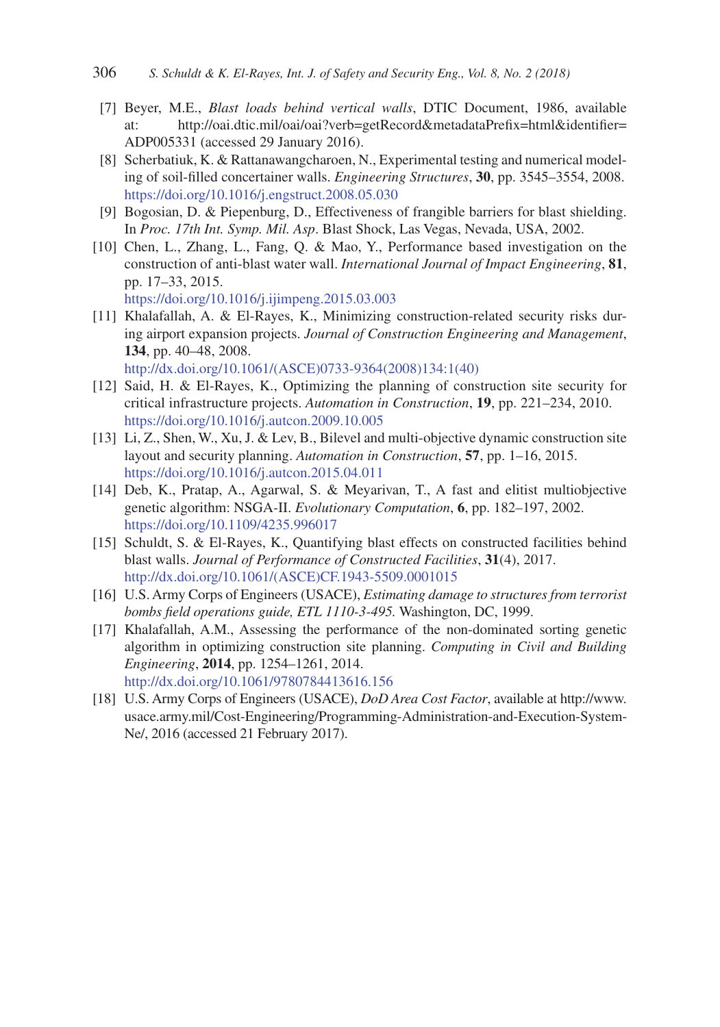[7] Beyer, M.E., *Blast loads behind vertical walls*, DTIC Document, 1986, available at: http://oai.dtic.mil/oai/oai?verb=getRecord&metadataPrefix=html&identifier=ADP005331 (accessed 29 January 2016).

[8] Scherbatiuk, K. & Rattanawangcharoen, N., Experimental testing and numerical modeling of soil-filled concertainer walls. *Engineering Structures*, **30**, pp. 3545–3554, 2008. https://doi.org/10.1016/j.engstruct.2008.05.030

[9] Bogosian, D. & Piepenburg, D., Effectiveness of frangible barriers for blast shielding. In *Proc. 17th Int. Symp. Mil. Asp*. Blast Shock, Las Vegas, Nevada, USA, 2002.

[10] Chen, L., Zhang, L., Fang, Q. & Mao, Y., Performance based investigation on the construction of anti-blast water wall. *International Journal of Impact Engineering*, **81**, pp. 17–33, 2015. https://doi.org/10.1016/j.ijimpeng.2015.03.003

[11] Khalafallah, A. & El-Rayes, K., Minimizing construction-related security risks during airport expansion projects. *Journal of Construction Engineering and Management*, **134**, pp. 40–48, 2008. http://dx.doi.org/10.1061/(ASCE)0733-9364(2008)134:1(40)

[12] Said, H. & El-Rayes, K., Optimizing the planning of construction site security for critical infrastructure projects. *Automation in Construction*, **19**, pp. 221–234, 2010. https://doi.org/10.1016/j.autcon.2009.10.005

[13] Li, Z., Shen, W., Xu, J. & Lev, B., Bilevel and multi-objective dynamic construction site layout and security planning. *Automation in Construction*, **57**, pp. 1–16, 2015. https://doi.org/10.1016/j.autcon.2015.04.011

[14] Deb, K., Pratap, A., Agarwal, S. & Meyarivan, T., A fast and elitist multiobjective genetic algorithm: NSGA-II. *Evolutionary Computation*, **6**, pp. 182–197, 2002. https://doi.org/10.1109/4235.996017

[15] Schuldt, S. & El-Rayes, K., Quantifying blast effects on constructed facilities behind blast walls. *Journal of Performance of Constructed Facilities*, **31**(4), 2017. http://dx.doi.org/10.1061/(ASCE)CF.1943-5509.0001015

[16] U.S. Army Corps of Engineers (USACE), *Estimating damage to structures from terrorist bombs field operations guide, ETL 1110-3-495.* Washington, DC, 1999.

[17] Khalafallah, A.M., Assessing the performance of the non-dominated sorting genetic algorithm in optimizing construction site planning. *Computing in Civil and Building Engineering*, **2014**, pp. 1254–1261, 2014. http://dx.doi.org/10.1061/9780784413616.156

[18] U.S. Army Corps of Engineers (USACE), *DoD Area Cost Factor*, available at http://www.usace.army.mil/Cost-Engineering/Programming-Administration-and-Execution-System-Ne/, 2016 (accessed 21 February 2017).